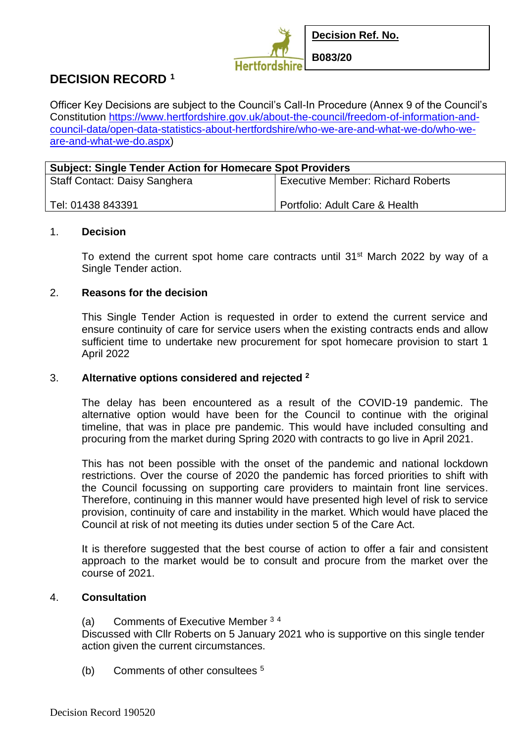Hertfordshire

| **Decision Ref. No.** |
|---|
| **B083/20** |

# DECISION RECORD [1]

Officer Key Decisions are subject to the Council's Call-In Procedure (Annex 9 of the Council's Constitution https://www.hertfordshire.gov.uk/about-the-council/freedom-of-information-and-council-data/open-data-statistics-about-hertfordshire/who-we-are-and-what-we-do/who-we-are-and-what-we-do.aspx)

| **Subject: Single Tender Action for Homecare Spot Providers** | |
|---|---|
| Staff Contact: Daisy Sanghera<br><br>Tel: 01438 843391 | Executive Member: Richard Roberts<br><br>Portfolio: Adult Care & Health |

1. **Decision**

   To extend the current spot home care contracts until 31st March 2022 by way of a Single Tender action.

2. **Reasons for the decision**

   This Single Tender Action is requested in order to extend the current service and ensure continuity of care for service users when the existing contracts ends and allow sufficient time to undertake new procurement for spot homecare provision to start 1 April 2022

3. **Alternative options considered and rejected** [2]

   The delay has been encountered as a result of the COVID-19 pandemic. The alternative option would have been for the Council to continue with the original timeline, that was in place pre pandemic. This would have included consulting and procuring from the market during Spring 2020 with contracts to go live in April 2021.

   This has not been possible with the onset of the pandemic and national lockdown restrictions. Over the course of 2020 the pandemic has forced priorities to shift with the Council focussing on supporting care providers to maintain front line services. Therefore, continuing in this manner would have presented high level of risk to service provision, continuity of care and instability in the market. Which would have placed the Council at risk of not meeting its duties under section 5 of the Care Act.

   It is therefore suggested that the best course of action to offer a fair and consistent approach to the market would be to consult and procure from the market over the course of 2021.

4. **Consultation**

   (a) Comments of Executive Member [3] [4]
   Discussed with Cllr Roberts on 5 January 2021 who is supportive on this single tender action given the current circumstances.

   (b) Comments of other consultees [5]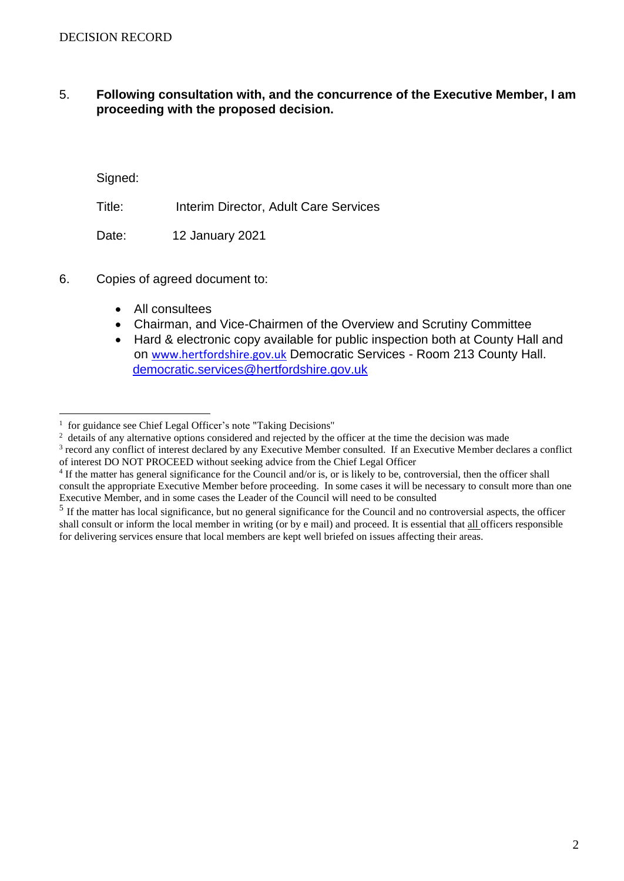DECISION RECORD

5. **Following consultation with, and the concurrence of the Executive Member, I am proceeding with the proposed decision.**

Signed:

Title: Interim Director, Adult Care Services

Date: 12 January 2021

6. Copies of agreed document to:

- All consultees
- Chairman, and Vice-Chairmen of the Overview and Scrutiny Committee
- Hard & electronic copy available for public inspection both at County Hall and on www.hertfordshire.gov.uk Democratic Services - Room 213 County Hall. democratic.services@hertfordshire.gov.uk

---

[1] for guidance see Chief Legal Officer's note "Taking Decisions"

[2] details of any alternative options considered and rejected by the officer at the time the decision was made

[3] record any conflict of interest declared by any Executive Member consulted. If an Executive Member declares a conflict of interest DO NOT PROCEED without seeking advice from the Chief Legal Officer

[4] If the matter has general significance for the Council and/or is, or is likely to be, controversial, then the officer shall consult the appropriate Executive Member before proceeding. In some cases it will be necessary to consult more than one Executive Member, and in some cases the Leader of the Council will need to be consulted

[5] If the matter has local significance, but no general significance for the Council and no controversial aspects, the officer shall consult or inform the local member in writing (or by e mail) and proceed. It is essential that all officers responsible for delivering services ensure that local members are kept well briefed on issues affecting their areas.